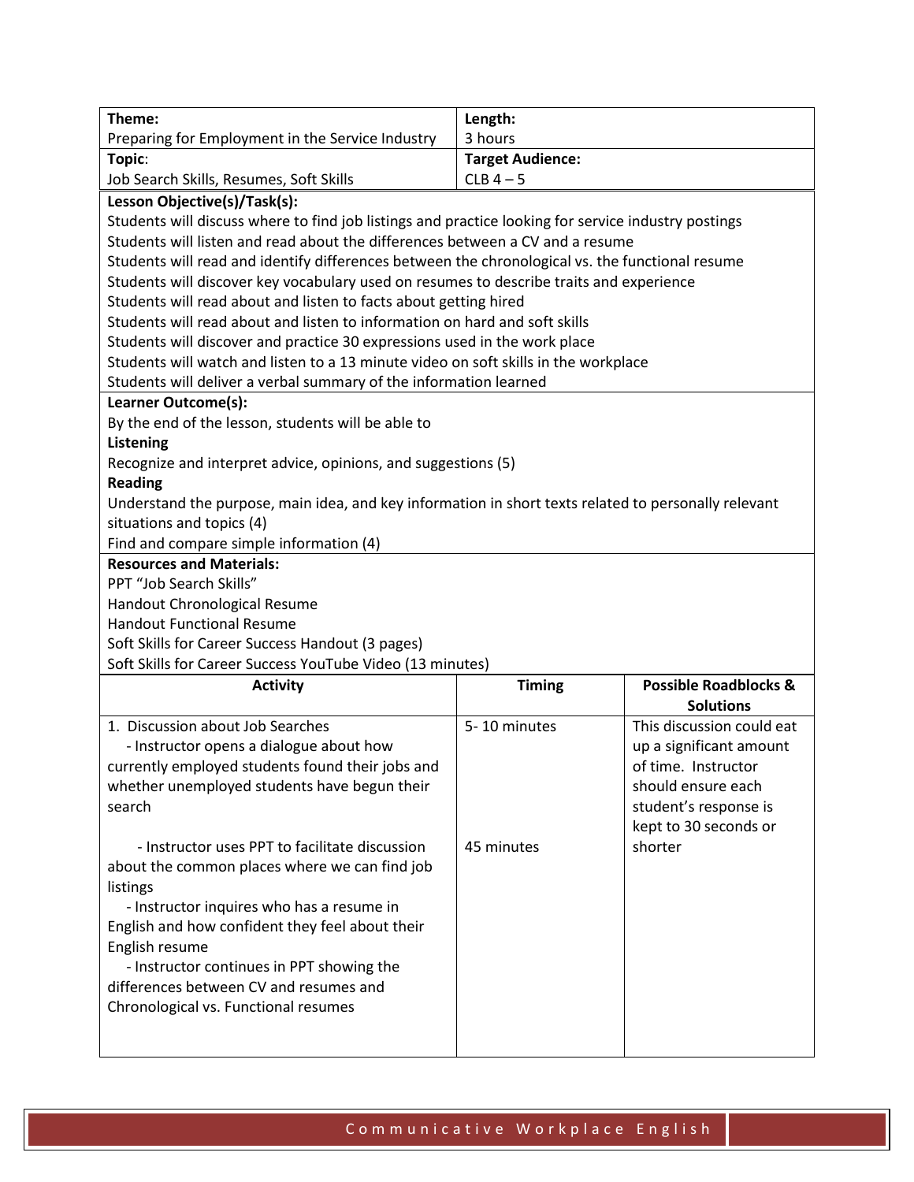| **Theme:** Preparing for Employment in the Service Industry | **Length:** 3 hours |
|---|---|
| **Topic**: Job Search Skills, Resumes, Soft Skills | **Target Audience:** CLB 4 – 5 |

**Lesson Objective(s)/Task(s):**

Students will discuss where to find job listings and practice looking for service industry postings
Students will listen and read about the differences between a CV and a resume
Students will read and identify differences between the chronological vs. the functional resume
Students will discover key vocabulary used on resumes to describe traits and experience
Students will read about and listen to facts about getting hired
Students will read about and listen to information on hard and soft skills
Students will discover and practice 30 expressions used in the work place
Students will watch and listen to a 13 minute video on soft skills in the workplace
Students will deliver a verbal summary of the information learned

**Learner Outcome(s):**

By the end of the lesson, students will be able to

**Listening**

Recognize and interpret advice, opinions, and suggestions (5)

**Reading**

Understand the purpose, main idea, and key information in short texts related to personally relevant situations and topics (4)
Find and compare simple information (4)

**Resources and Materials:**

PPT "Job Search Skills"
Handout Chronological Resume
Handout Functional Resume
Soft Skills for Career Success Handout (3 pages)
Soft Skills for Career Success YouTube Video (13 minutes)

| Activity | Timing | Possible Roadblocks & Solutions |
|---|---|---|
| 1. Discussion about Job Searches<br>- Instructor opens a dialogue about how currently employed students found their jobs and whether unemployed students have begun their search | 5- 10 minutes | This discussion could eat up a significant amount of time. Instructor should ensure each student's response is kept to 30 seconds or shorter |
| - Instructor uses PPT to facilitate discussion about the common places where we can find job listings<br>- Instructor inquires who has a resume in English and how confident they feel about their English resume<br>- Instructor continues in PPT showing the differences between CV and resumes and Chronological vs. Functional resumes | 45 minutes | |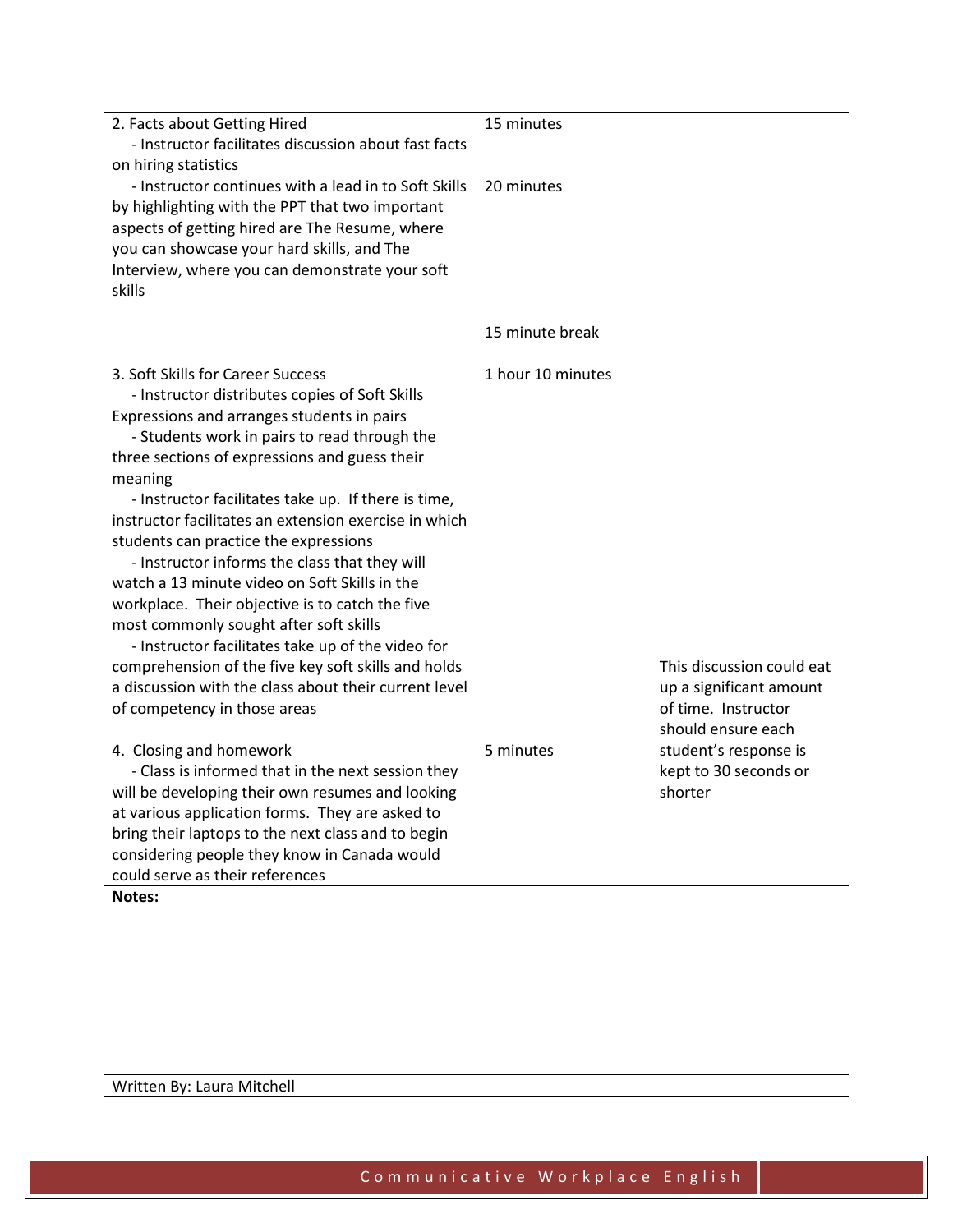| | | |
|---|---|---|
| 2. Facts about Getting Hired<br>- Instructor facilitates discussion about fast facts on hiring statistics<br>- Instructor continues with a lead in to Soft Skills by highlighting with the PPT that two important aspects of getting hired are The Resume, where you can showcase your hard skills, and The Interview, where you can demonstrate your soft skills | 15 minutes<br><br>20 minutes | |
| | 15 minute break | |
| 3. Soft Skills for Career Success<br>- Instructor distributes copies of Soft Skills Expressions and arranges students in pairs<br>- Students work in pairs to read through the three sections of expressions and guess their meaning<br>- Instructor facilitates take up. If there is time, instructor facilitates an extension exercise in which students can practice the expressions<br>- Instructor informs the class that they will watch a 13 minute video on Soft Skills in the workplace. Their objective is to catch the five most commonly sought after soft skills<br>- Instructor facilitates take up of the video for comprehension of the five key soft skills and holds a discussion with the class about their current level of competency in those areas | 1 hour 10 minutes | This discussion could eat up a significant amount of time. Instructor should ensure each student's response is kept to 30 seconds or shorter |
| 4. Closing and homework<br>- Class is informed that in the next session they will be developing their own resumes and looking at various application forms. They are asked to bring their laptops to the next class and to begin considering people they know in Canada would could serve as their references | 5 minutes | |

**Notes:**

Written By: Laura Mitchell